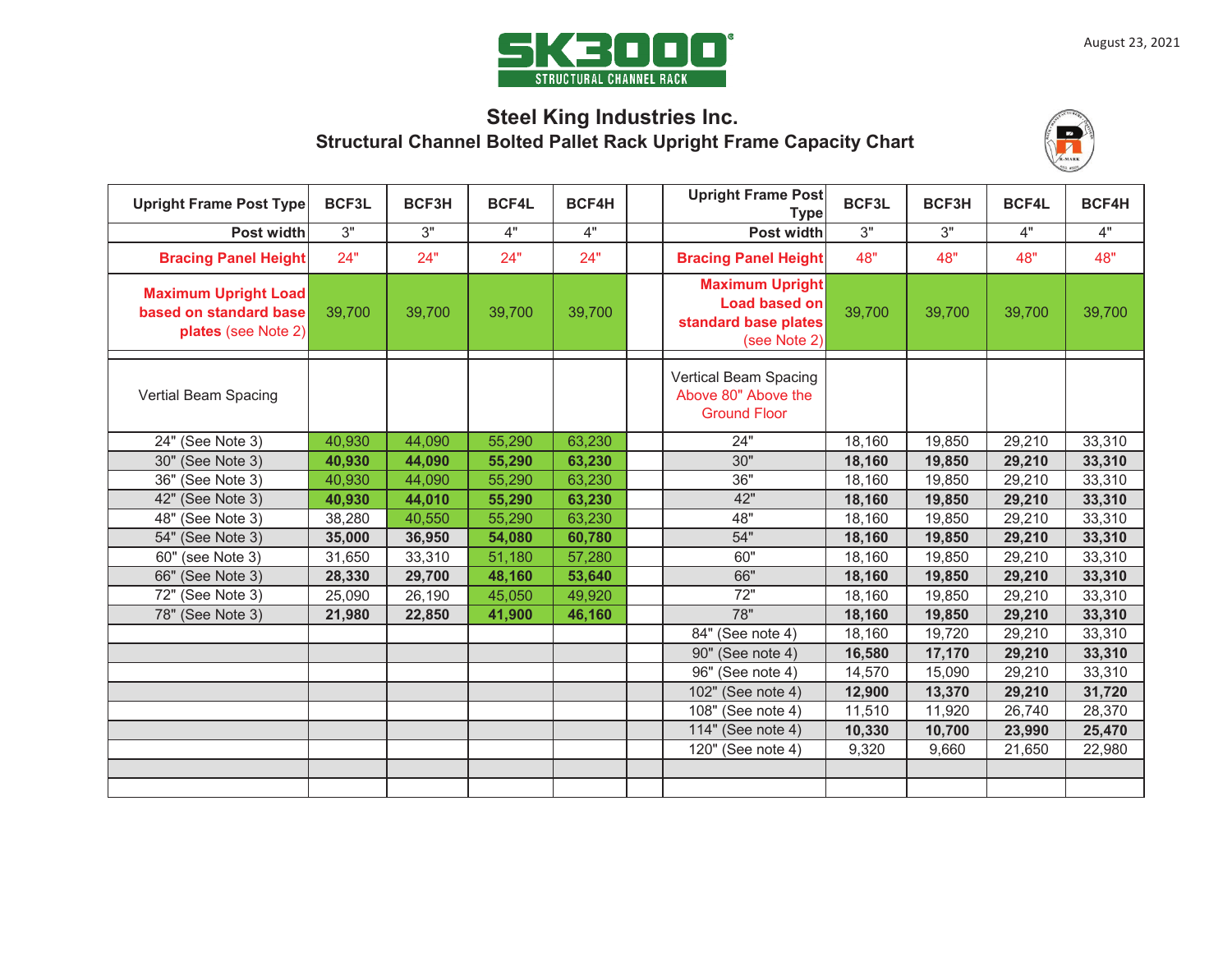SK3000

STRUCTURAL CHANNEL RACK

August 23, 2021

# Steel King Industries Inc.

## Structural Channel Bolted Pallet Rack Upright Frame Capacity Chart

| Upright Frame Post Type | BCF3L | BCF3H | BCF4L | BCF4H | | Upright Frame Post Type | BCF3L | BCF3H | BCF4L | BCF4H |
|---|---|---|---|---|---|---|---|---|---|---|
| Post width | 3" | 3" | 4" | 4" | | Post width | 3" | 3" | 4" | 4" |
| Bracing Panel Height | 24" | 24" | 24" | 24" | | Bracing Panel Height | 48" | 48" | 48" | 48" |
| Maximum Upright Load based on standard base plates (see Note 2) | 39,700 | 39,700 | 39,700 | 39,700 | | Maximum Upright Load based on standard base plates (see Note 2) | 39,700 | 39,700 | 39,700 | 39,700 |
| Vertial Beam Spacing | | | | | | Vertical Beam Spacing Above 80" Above the Ground Floor | | | | |
| 24" (See Note 3) | 40,930 | 44,090 | 55,290 | 63,230 | | 24" | 18,160 | 19,850 | 29,210 | 33,310 |
| 30" (See Note 3) | **40,930** | **44,090** | **55,290** | **63,230** | | 30" | **18,160** | **19,850** | **29,210** | **33,310** |
| 36" (See Note 3) | 40,930 | 44,090 | 55,290 | 63,230 | | 36" | 18,160 | 19,850 | 29,210 | 33,310 |
| 42" (See Note 3) | **40,930** | **44,010** | **55,290** | **63,230** | | 42" | **18,160** | **19,850** | **29,210** | **33,310** |
| 48" (See Note 3) | 38,280 | 40,550 | 55,290 | 63,230 | | 48" | 18,160 | 19,850 | 29,210 | 33,310 |
| 54" (See Note 3) | **35,000** | **36,950** | **54,080** | **60,780** | | 54" | **18,160** | **19,850** | **29,210** | **33,310** |
| 60" (see Note 3) | 31,650 | 33,310 | 51,180 | 57,280 | | 60" | 18,160 | 19,850 | 29,210 | 33,310 |
| 66" (See Note 3) | **28,330** | **29,700** | **48,160** | **53,640** | | 66" | **18,160** | **19,850** | **29,210** | **33,310** |
| 72" (See Note 3) | 25,090 | 26,190 | 45,050 | 49,920 | | 72" | 18,160 | 19,850 | 29,210 | 33,310 |
| 78" (See Note 3) | **21,980** | **22,850** | **41,900** | **46,160** | | 78" | **18,160** | **19,850** | **29,210** | **33,310** |
| | | | | | | 84" (See note 4) | 18,160 | 19,720 | 29,210 | 33,310 |
| | | | | | | 90" (See note 4) | **16,580** | **17,170** | **29,210** | **33,310** |
| | | | | | | 96" (See note 4) | 14,570 | 15,090 | 29,210 | 33,310 |
| | | | | | | 102" (See note 4) | **12,900** | **13,370** | **29,210** | **31,720** |
| | | | | | | 108" (See note 4) | 11,510 | 11,920 | 26,740 | 28,370 |
| | | | | | | 114" (See note 4) | **10,330** | **10,700** | **23,990** | **25,470** |
| | | | | | | 120" (See note 4) | 9,320 | 9,660 | 21,650 | 22,980 |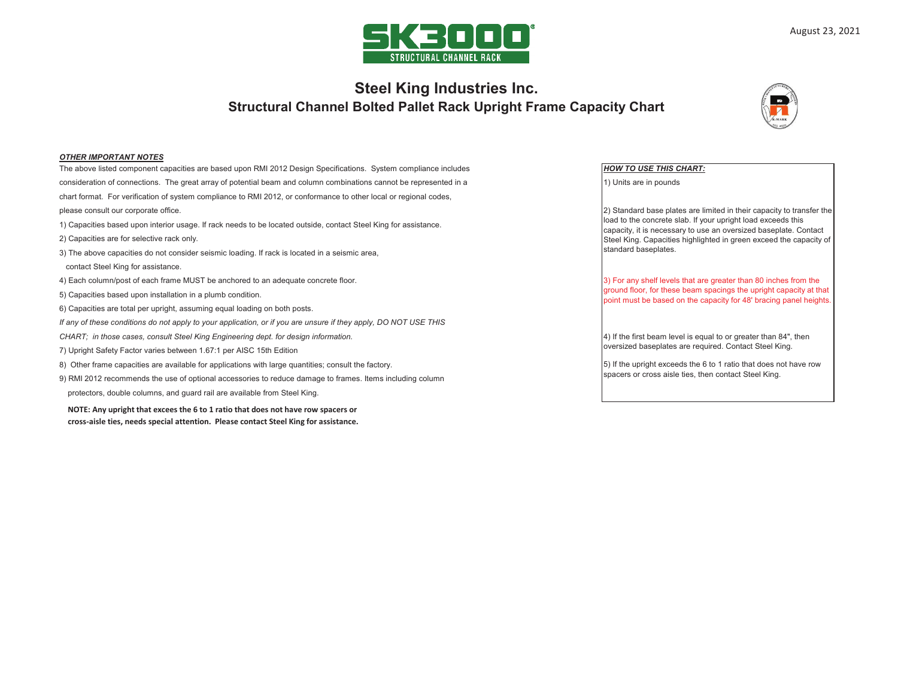SK3000
STRUCTURAL CHANNEL RACK

August 23, 2021

# Steel King Industries Inc.

## Structural Channel Bolted Pallet Rack Upright Frame Capacity Chart

***OTHER IMPORTANT NOTES***

The above listed component capacities are based upon RMI 2012 Design Specifications. System compliance includes consideration of connections. The great array of potential beam and column combinations cannot be represented in a chart format. For verification of system compliance to RMI 2012, or conformance to other local or regional codes, please consult our corporate office.

1) Capacities based upon interior usage. If rack needs to be located outside, contact Steel King for assistance.
2) Capacities are for selective rack only.
3) The above capacities do not consider seismic loading. If rack is located in a seismic area, contact Steel King for assistance.
4) Each column/post of each frame MUST be anchored to an adequate concrete floor.
5) Capacities based upon installation in a plumb condition.
6) Capacities are total per upright, assuming equal loading on both posts.

*If any of these conditions do not apply to your application, or if you are unsure if they apply, DO NOT USE THIS CHART; in those cases, consult Steel King Engineering dept. for design information.*

7) Upright Safety Factor varies between 1.67:1 per AISC 15th Edition
8) Other frame capacities are available for applications with large quantities; consult the factory.
9) RMI 2012 recommends the use of optional accessories to reduce damage to frames. Items including column protectors, double columns, and guard rail are available from Steel King.

**NOTE: Any upright that excees the 6 to 1 ratio that does not have row spacers or cross-aisle ties, needs special attention. Please contact Steel King for assistance.**

***HOW TO USE THIS CHART:***

1) Units are in pounds

2) Standard base plates are limited in their capacity to transfer the load to the concrete slab. If your upright load exceeds this capacity, it is necessary to use an oversized baseplate. Contact Steel King. Capacities highlighted in green exceed the capacity of standard baseplates.

3) For any shelf levels that are greater than 80 inches from the ground floor, for these beam spacings the upright capacity at that point must be based on the capacity for 48' bracing panel heights.

4) If the first beam level is equal to or greater than 84", then oversized baseplates are required. Contact Steel King.

5) If the upright exceeds the 6 to 1 ratio that does not have row spacers or cross aisle ties, then contact Steel King.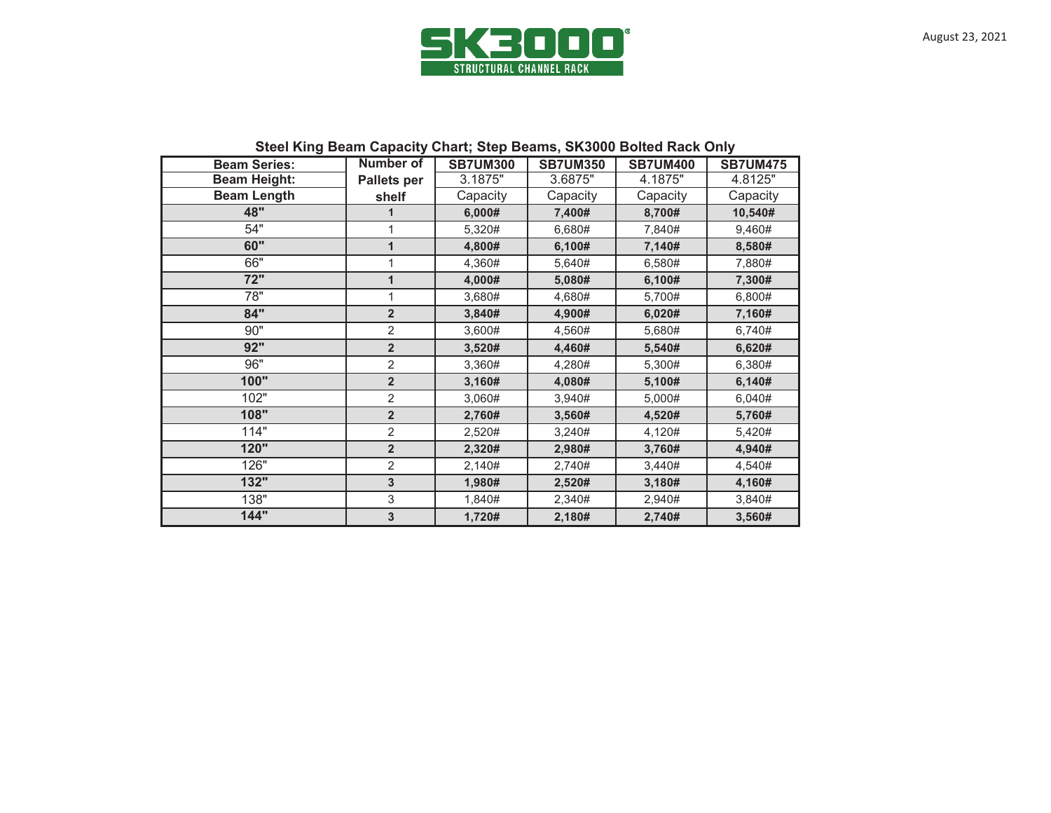SK3000

STRUCTURAL CHANNEL RACK

August 23, 2021

## Steel King Beam Capacity Chart; Step Beams, SK3000 Bolted Rack Only

| Beam Series: | Number of Pallets per shelf | SB7UM300 | SB7UM350 | SB7UM400 | SB7UM475 |
|---|---|---|---|---|---|
| Beam Height: | | 3.1875" | 3.6875" | 4.1875" | 4.8125" |
| Beam Length | | Capacity | Capacity | Capacity | Capacity |
| **48"** | **1** | **6,000#** | **7,400#** | **8,700#** | **10,540#** |
| 54" | 1 | 5,320# | 6,680# | 7,840# | 9,460# |
| **60"** | **1** | **4,800#** | **6,100#** | **7,140#** | **8,580#** |
| 66" | 1 | 4,360# | 5,640# | 6,580# | 7,880# |
| **72"** | **1** | **4,000#** | **5,080#** | **6,100#** | **7,300#** |
| 78" | 1 | 3,680# | 4,680# | 5,700# | 6,800# |
| **84"** | **2** | **3,840#** | **4,900#** | **6,020#** | **7,160#** |
| 90" | 2 | 3,600# | 4,560# | 5,680# | 6,740# |
| **92"** | **2** | **3,520#** | **4,460#** | **5,540#** | **6,620#** |
| 96" | 2 | 3,360# | 4,280# | 5,300# | 6,380# |
| **100"** | **2** | **3,160#** | **4,080#** | **5,100#** | **6,140#** |
| 102" | 2 | 3,060# | 3,940# | 5,000# | 6,040# |
| **108"** | **2** | **2,760#** | **3,560#** | **4,520#** | **5,760#** |
| 114" | 2 | 2,520# | 3,240# | 4,120# | 5,420# |
| **120"** | **2** | **2,320#** | **2,980#** | **3,760#** | **4,940#** |
| 126" | 2 | 2,140# | 2,740# | 3,440# | 4,540# |
| **132"** | **3** | **1,980#** | **2,520#** | **3,180#** | **4,160#** |
| 138" | 3 | 1,840# | 2,340# | 2,940# | 3,840# |
| **144"** | **3** | **1,720#** | **2,180#** | **2,740#** | **3,560#** |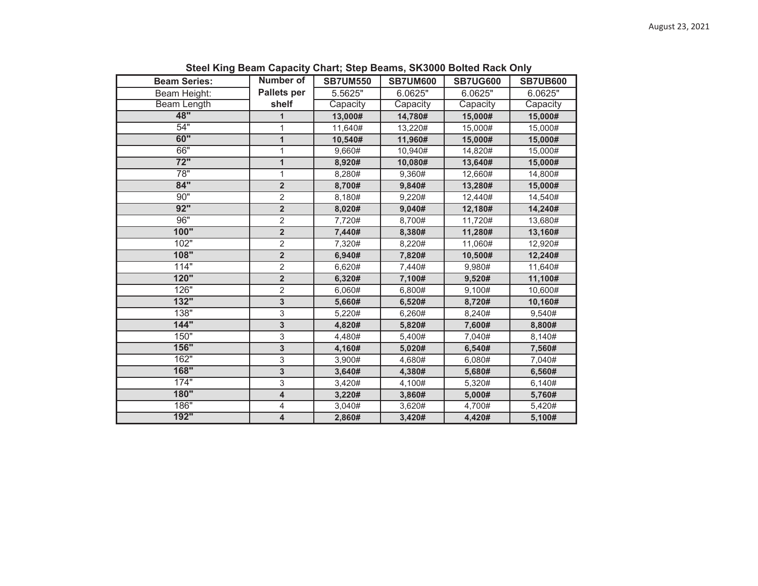August 23, 2021

## Steel King Beam Capacity Chart; Step Beams, SK3000 Bolted Rack Only

| Beam Series: | Number of | SB7UM550 | SB7UM600 | SB7UG600 | SB7UB600 |
|---|---|---|---|---|---|
| Beam Height: | Pallets per | 5.5625" | 6.0625" | 6.0625" | 6.0625" |
| Beam Length | shelf | Capacity | Capacity | Capacity | Capacity |
| **48"** | **1** | **13,000#** | **14,780#** | **15,000#** | **15,000#** |
| 54" | 1 | 11,640# | 13,220# | 15,000# | 15,000# |
| **60"** | **1** | **10,540#** | **11,960#** | **15,000#** | **15,000#** |
| 66" | 1 | 9,660# | 10,940# | 14,820# | 15,000# |
| **72"** | **1** | **8,920#** | **10,080#** | **13,640#** | **15,000#** |
| 78" | 1 | 8,280# | 9,360# | 12,660# | 14,800# |
| **84"** | **2** | **8,700#** | **9,840#** | **13,280#** | **15,000#** |
| 90" | 2 | 8,180# | 9,220# | 12,440# | 14,540# |
| **92"** | **2** | **8,020#** | **9,040#** | **12,180#** | **14,240#** |
| 96" | 2 | 7,720# | 8,700# | 11,720# | 13,680# |
| **100"** | **2** | **7,440#** | **8,380#** | **11,280#** | **13,160#** |
| 102" | 2 | 7,320# | 8,220# | 11,060# | 12,920# |
| **108"** | **2** | **6,940#** | **7,820#** | **10,500#** | **12,240#** |
| 114" | 2 | 6,620# | 7,440# | 9,980# | 11,640# |
| **120"** | **2** | **6,320#** | **7,100#** | **9,520#** | **11,100#** |
| 126" | 2 | 6,060# | 6,800# | 9,100# | 10,600# |
| **132"** | **3** | **5,660#** | **6,520#** | **8,720#** | **10,160#** |
| 138" | 3 | 5,220# | 6,260# | 8,240# | 9,540# |
| **144"** | **3** | **4,820#** | **5,820#** | **7,600#** | **8,800#** |
| 150" | 3 | 4,480# | 5,400# | 7,040# | 8,140# |
| **156"** | **3** | **4,160#** | **5,020#** | **6,540#** | **7,560#** |
| 162" | 3 | 3,900# | 4,680# | 6,080# | 7,040# |
| **168"** | **3** | **3,640#** | **4,380#** | **5,680#** | **6,560#** |
| 174" | 3 | 3,420# | 4,100# | 5,320# | 6,140# |
| **180"** | **4** | **3,220#** | **3,860#** | **5,000#** | **5,760#** |
| 186" | 4 | 3,040# | 3,620# | 4,700# | 5,420# |
| **192"** | **4** | **2,860#** | **3,420#** | **4,420#** | **5,100#** |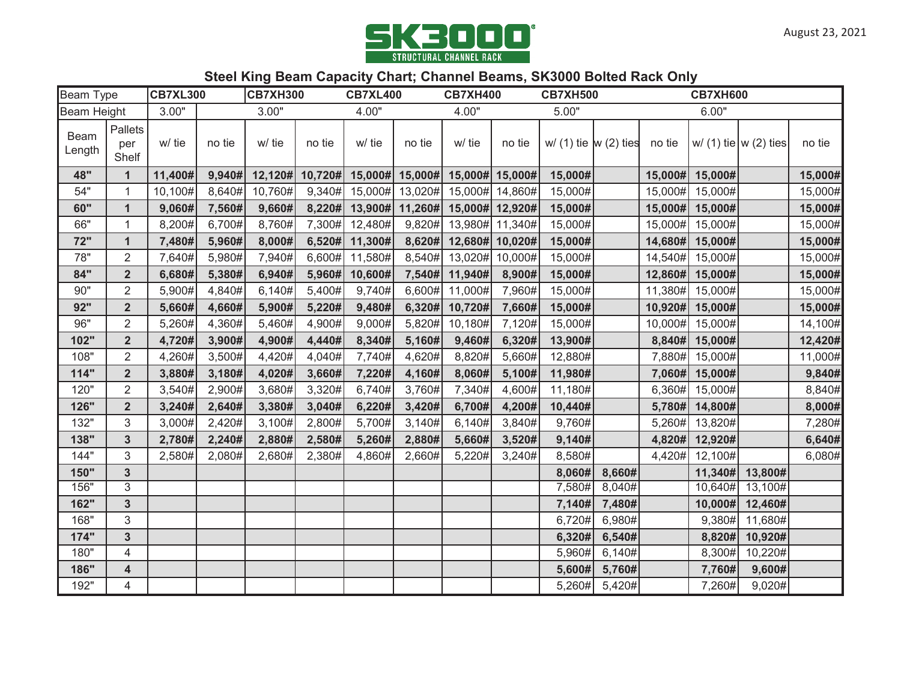August 23, 2021

**SK3000**
STRUCTURAL CHANNEL RACK

## Steel King Beam Capacity Chart; Channel Beams, SK3000 Bolted Rack Only

| Beam Type | | CB7XL300 | | CB7XH300 | | CB7XL400 | | CB7XH400 | | CB7XH500 | | | CB7XH600 | | |
|---|---|---|---|---|---|---|---|---|---|---|---|---|---|---|---|
| Beam Height | | 3.00" | | 3.00" | | 4.00" | | 4.00" | | 5.00" | | | 6.00" | | |
| Beam Length | Pallets per Shelf | w/ tie | no tie | w/ tie | no tie | w/ tie | no tie | w/ tie | no tie | w/ (1) tie | w (2) ties | no tie | w/ (1) tie | w (2) ties | no tie |
| **48"** | **1** | **11,400#** | **9,940#** | **12,120#** | **10,720#** | **15,000#** | **15,000#** | **15,000#** | **15,000#** | **15,000#** | | **15,000#** | **15,000#** | | **15,000#** |
| 54" | 1 | 10,100# | 8,640# | 10,760# | 9,340# | 15,000# | 13,020# | 15,000# | 14,860# | 15,000# | | 15,000# | 15,000# | | 15,000# |
| **60"** | **1** | **9,060#** | **7,560#** | **9,660#** | **8,220#** | **13,900#** | **11,260#** | **15,000#** | **12,920#** | **15,000#** | | **15,000#** | **15,000#** | | **15,000#** |
| 66" | 1 | 8,200# | 6,700# | 8,760# | 7,300# | 12,480# | 9,820# | 13,980# | 11,340# | 15,000# | | 15,000# | 15,000# | | 15,000# |
| **72"** | **1** | **7,480#** | **5,960#** | **8,000#** | **6,520#** | **11,300#** | **8,620#** | **12,680#** | **10,020#** | **15,000#** | | **14,680#** | **15,000#** | | **15,000#** |
| 78" | 2 | 7,640# | 5,980# | 7,940# | 6,600# | 11,580# | 8,540# | 13,020# | 10,000# | 15,000# | | 14,540# | 15,000# | | 15,000# |
| **84"** | **2** | **6,680#** | **5,380#** | **6,940#** | **5,960#** | **10,600#** | **7,540#** | **11,940#** | **8,900#** | **15,000#** | | **12,860#** | **15,000#** | | **15,000#** |
| 90" | 2 | 5,900# | 4,840# | 6,140# | 5,400# | 9,740# | 6,600# | 11,000# | 7,960# | 15,000# | | 11,380# | 15,000# | | 15,000# |
| **92"** | **2** | **5,660#** | **4,660#** | **5,900#** | **5,220#** | **9,480#** | **6,320#** | **10,720#** | **7,660#** | **15,000#** | | **10,920#** | **15,000#** | | **15,000#** |
| 96" | 2 | 5,260# | 4,360# | 5,460# | 4,900# | 9,000# | 5,820# | 10,180# | 7,120# | 15,000# | | 10,000# | 15,000# | | 14,100# |
| **102"** | **2** | **4,720#** | **3,900#** | **4,900#** | **4,440#** | **8,340#** | **5,160#** | **9,460#** | **6,320#** | **13,900#** | | **8,840#** | **15,000#** | | **12,420#** |
| 108" | 2 | 4,260# | 3,500# | 4,420# | 4,040# | 7,740# | 4,620# | 8,820# | 5,660# | 12,880# | | 7,880# | 15,000# | | 11,000# |
| **114"** | **2** | **3,880#** | **3,180#** | **4,020#** | **3,660#** | **7,220#** | **4,160#** | **8,060#** | **5,100#** | **11,980#** | | **7,060#** | **15,000#** | | **9,840#** |
| 120" | 2 | 3,540# | 2,900# | 3,680# | 3,320# | 6,740# | 3,760# | 7,340# | 4,600# | 11,180# | | 6,360# | 15,000# | | 8,840# |
| **126"** | **2** | **3,240#** | **2,640#** | **3,380#** | **3,040#** | **6,220#** | **3,420#** | **6,700#** | **4,200#** | **10,440#** | | **5,780#** | **14,800#** | | **8,000#** |
| 132" | 3 | 3,000# | 2,420# | 3,100# | 2,800# | 5,700# | 3,140# | 6,140# | 3,840# | 9,760# | | 5,260# | 13,820# | | 7,280# |
| **138"** | **3** | **2,780#** | **2,240#** | **2,880#** | **2,580#** | **5,260#** | **2,880#** | **5,660#** | **3,520#** | **9,140#** | | **4,820#** | **12,920#** | | **6,640#** |
| 144" | 3 | 2,580# | 2,080# | 2,680# | 2,380# | 4,860# | 2,660# | 5,220# | 3,240# | 8,580# | | 4,420# | 12,100# | | 6,080# |
| **150"** | **3** | | | | | | | | | **8,060#** | **8,660#** | | **11,340#** | **13,800#** | |
| 156" | 3 | | | | | | | | | 7,580# | 8,040# | | 10,640# | 13,100# | |
| **162"** | **3** | | | | | | | | | **7,140#** | **7,480#** | | **10,000#** | **12,460#** | |
| 168" | 3 | | | | | | | | | 6,720# | 6,980# | | 9,380# | 11,680# | |
| **174"** | **3** | | | | | | | | | **6,320#** | **6,540#** | | **8,820#** | **10,920#** | |
| 180" | 4 | | | | | | | | | 5,960# | 6,140# | | 8,300# | 10,220# | |
| **186"** | **4** | | | | | | | | | **5,600#** | **5,760#** | | **7,760#** | **9,600#** | |
| 192" | 4 | | | | | | | | | 5,260# | 5,420# | | 7,260# | 9,020# | |